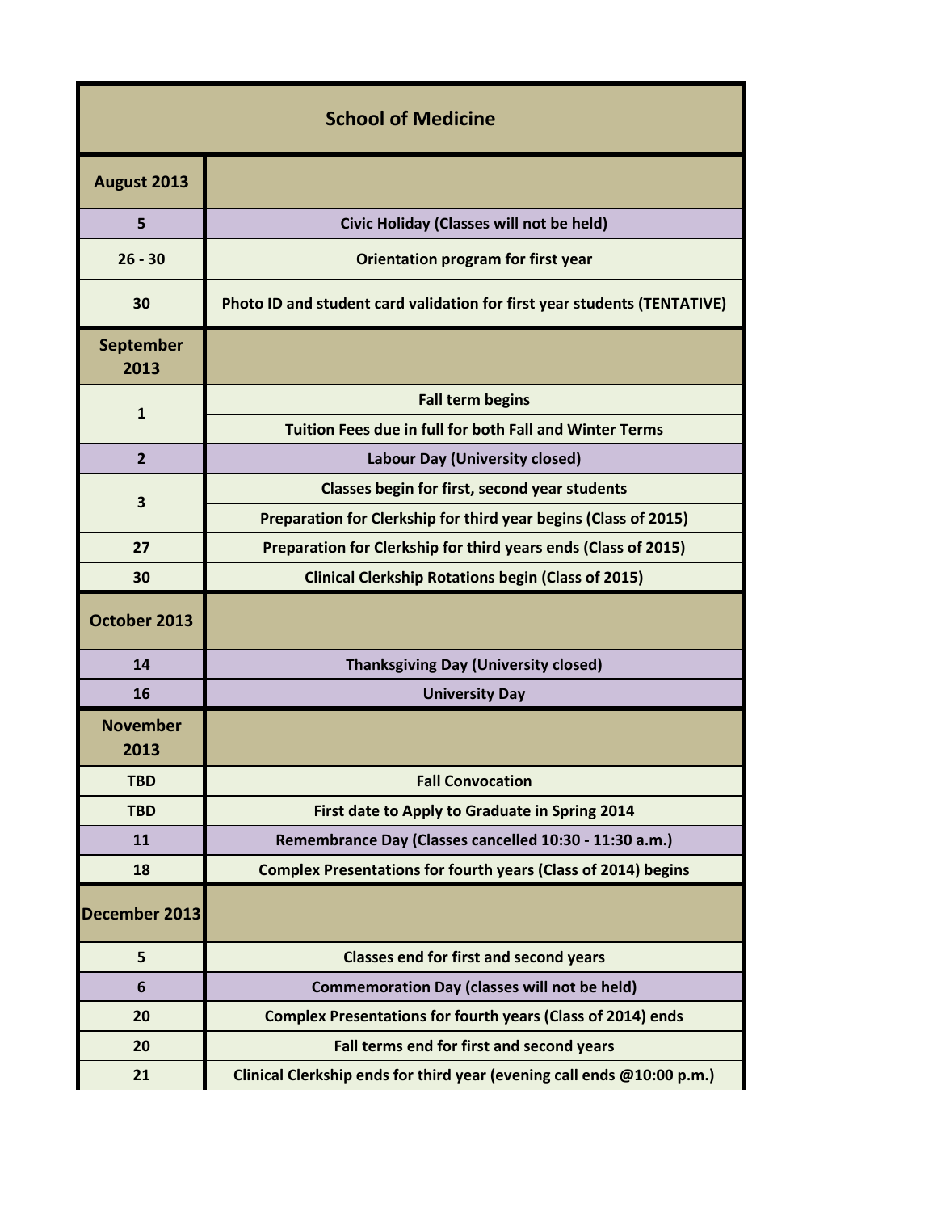# School of Medicine

| | |
|---|---|
| **August 2013** | |
| 5 | Civic Holiday (Classes will not be held) |
| 26 - 30 | Orientation program for first year |
| 30 | Photo ID and student card validation for first year students (TENTATIVE) |
| **September 2013** | |
| 1 | Fall term begins |
| | Tuition Fees due in full for both Fall and Winter Terms |
| 2 | Labour Day (University closed) |
| 3 | Classes begin for first, second year students |
| | Preparation for Clerkship for third year begins (Class of 2015) |
| 27 | Preparation for Clerkship for third years ends (Class of 2015) |
| 30 | Clinical Clerkship Rotations begin (Class of 2015) |
| **October 2013** | |
| 14 | Thanksgiving Day (University closed) |
| 16 | University Day |
| **November 2013** | |
| TBD | Fall Convocation |
| TBD | First date to Apply to Graduate in Spring 2014 |
| 11 | Remembrance Day (Classes cancelled 10:30 - 11:30 a.m.) |
| 18 | Complex Presentations for fourth years (Class of 2014) begins |
| **December 2013** | |
| 5 | Classes end for first and second years |
| 6 | Commemoration Day (classes will not be held) |
| 20 | Complex Presentations for fourth years (Class of 2014) ends |
| 20 | Fall terms end for first and second years |
| 21 | Clinical Clerkship ends for third year (evening call ends @10:00 p.m.) |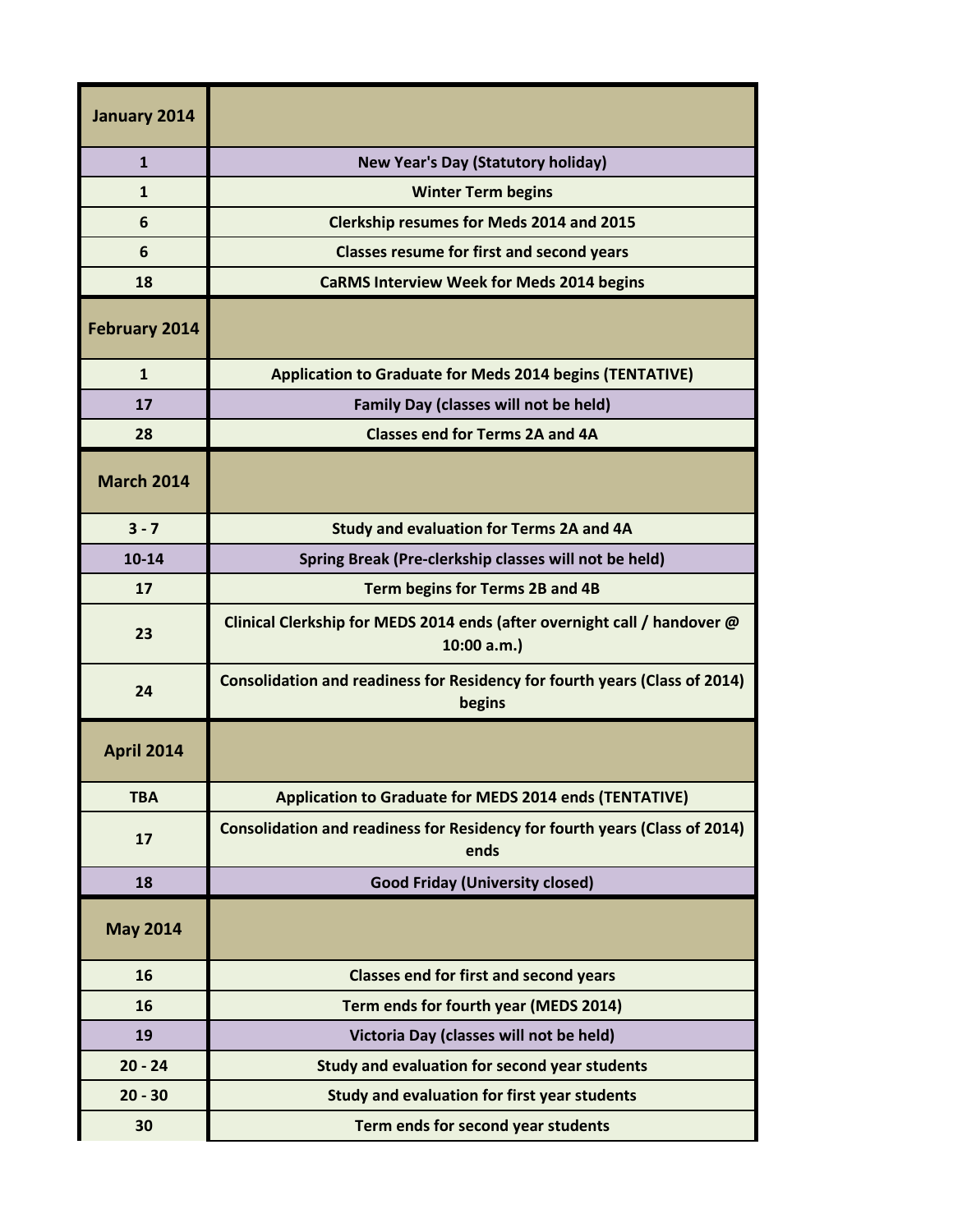| January 2014 | |
|---|---|
| 1 | New Year's Day (Statutory holiday) |
| 1 | Winter Term begins |
| 6 | Clerkship resumes for Meds 2014 and 2015 |
| 6 | Classes resume for first and second years |
| 18 | CaRMS Interview Week for Meds 2014 begins |
| **February 2014** | |
| 1 | Application to Graduate for Meds 2014 begins (TENTATIVE) |
| 17 | Family Day (classes will not be held) |
| 28 | Classes end for Terms 2A and 4A |
| **March 2014** | |
| 3 - 7 | Study and evaluation for Terms 2A and 4A |
| 10-14 | Spring Break (Pre-clerkship classes will not be held) |
| 17 | Term begins for Terms 2B and 4B |
| 23 | Clinical Clerkship for MEDS 2014 ends (after overnight call / handover @ 10:00 a.m.) |
| 24 | Consolidation and readiness for Residency for fourth years (Class of 2014) begins |
| **April 2014** | |
| TBA | Application to Graduate for MEDS 2014 ends (TENTATIVE) |
| 17 | Consolidation and readiness for Residency for fourth years (Class of 2014) ends |
| 18 | Good Friday (University closed) |
| **May 2014** | |
| 16 | Classes end for first and second years |
| 16 | Term ends for fourth year (MEDS 2014) |
| 19 | Victoria Day (classes will not be held) |
| 20 - 24 | Study and evaluation for second year students |
| 20 - 30 | Study and evaluation for first year students |
| 30 | Term ends for second year students |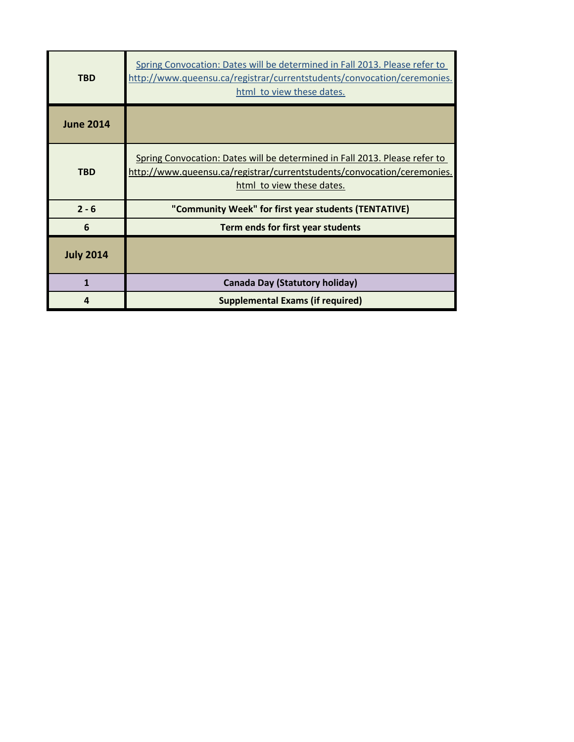| | |
|---|---|
| **TBD** | Spring Convocation: Dates will be determined in Fall 2013. Please refer to http://www.queensu.ca/registrar/currentstudents/convocation/ceremonies.html to view these dates. |
| **June 2014** | |
| **TBD** | Spring Convocation: Dates will be determined in Fall 2013. Please refer to http://www.queensu.ca/registrar/currentstudents/convocation/ceremonies.html to view these dates. |
| **2 - 6** | **"Community Week" for first year students (TENTATIVE)** |
| **6** | **Term ends for first year students** |
| **July 2014** | |
| **1** | **Canada Day (Statutory holiday)** |
| **4** | **Supplemental Exams (if required)** |